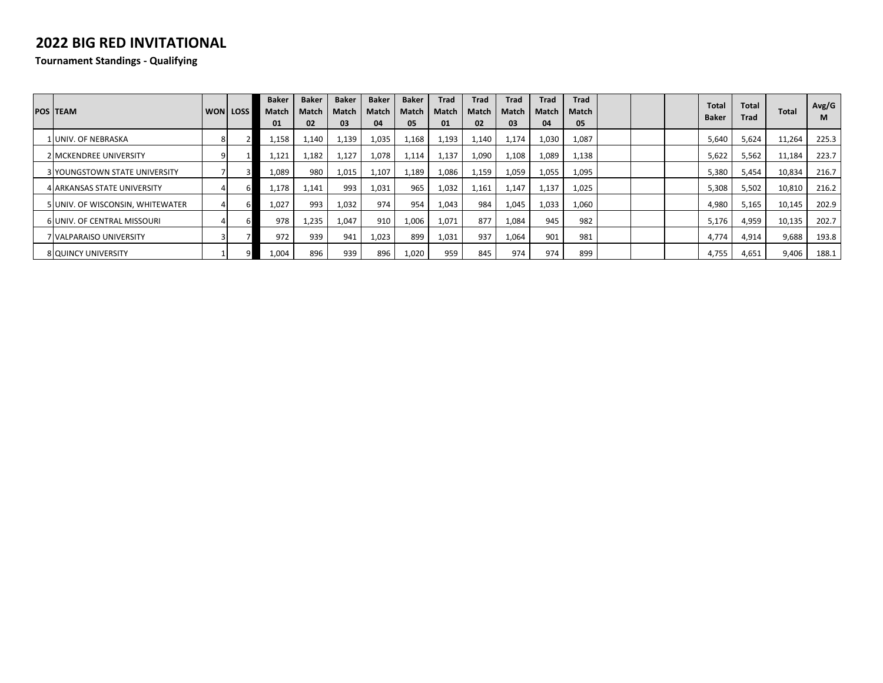# 2022 BIG RED INVITATIONAL

**Tournament Standings - Qualifying**

| POS | TEAM | WON | LOSS | | Baker Match 01 | Baker Match 02 | Baker Match 03 | Baker Match 04 | Baker Match 05 | Trad Match 01 | Trad Match 02 | Trad Match 03 | Trad Match 04 | Trad Match 05 | | | | Total Baker | Total Trad | Total | Avg/GM |
|---|---|---|---|---|---|---|---|---|---|---|---|---|---|---|---|---|---|---|---|---|---|
| 1 | UNIV. OF NEBRASKA | 8 | 2 | | 1,158 | 1,140 | 1,139 | 1,035 | 1,168 | 1,193 | 1,140 | 1,174 | 1,030 | 1,087 | | | | 5,640 | 5,624 | 11,264 | 225.3 |
| 2 | MCKENDREE UNIVERSITY | 9 | 1 | | 1,121 | 1,182 | 1,127 | 1,078 | 1,114 | 1,137 | 1,090 | 1,108 | 1,089 | 1,138 | | | | 5,622 | 5,562 | 11,184 | 223.7 |
| 3 | YOUNGSTOWN STATE UNIVERSITY | 7 | 3 | | 1,089 | 980 | 1,015 | 1,107 | 1,189 | 1,086 | 1,159 | 1,059 | 1,055 | 1,095 | | | | 5,380 | 5,454 | 10,834 | 216.7 |
| 4 | ARKANSAS STATE UNIVERSITY | 4 | 6 | | 1,178 | 1,141 | 993 | 1,031 | 965 | 1,032 | 1,161 | 1,147 | 1,137 | 1,025 | | | | 5,308 | 5,502 | 10,810 | 216.2 |
| 5 | UNIV. OF WISCONSIN, WHITEWATER | 4 | 6 | | 1,027 | 993 | 1,032 | 974 | 954 | 1,043 | 984 | 1,045 | 1,033 | 1,060 | | | | 4,980 | 5,165 | 10,145 | 202.9 |
| 6 | UNIV. OF CENTRAL MISSOURI | 4 | 6 | | 978 | 1,235 | 1,047 | 910 | 1,006 | 1,071 | 877 | 1,084 | 945 | 982 | | | | 5,176 | 4,959 | 10,135 | 202.7 |
| 7 | VALPARAISO UNIVERSITY | 3 | 7 | | 972 | 939 | 941 | 1,023 | 899 | 1,031 | 937 | 1,064 | 901 | 981 | | | | 4,774 | 4,914 | 9,688 | 193.8 |
| 8 | QUINCY UNIVERSITY | 1 | 9 | | 1,004 | 896 | 939 | 896 | 1,020 | 959 | 845 | 974 | 974 | 899 | | | | 4,755 | 4,651 | 9,406 | 188.1 |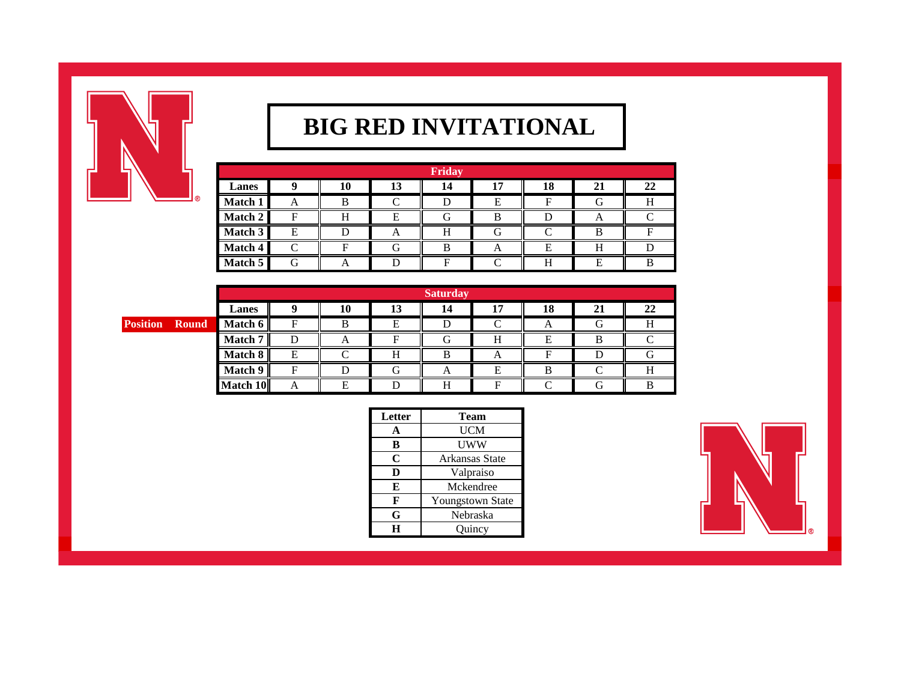# BIG RED INVITATIONAL

| Friday | | | | | | | | |
|---|---|---|---|---|---|---|---|---|
| **Lanes** | **9** | **10** | **13** | **14** | **17** | **18** | **21** | **22** |
| **Match 1** | A | B | C | D | E | F | G | H |
| **Match 2** | F | H | E | G | B | D | A | C |
| **Match 3** | E | D | A | H | G | C | B | F |
| **Match 4** | C | F | G | B | A | E | H | D |
| **Match 5** | G | A | D | F | C | H | E | B |

Position Round

| Saturday | | | | | | | | |
|---|---|---|---|---|---|---|---|---|
| **Lanes** | **9** | **10** | **13** | **14** | **17** | **18** | **21** | **22** |
| **Match 6** | F | B | E | D | C | A | G | H |
| **Match 7** | D | A | F | G | H | E | B | C |
| **Match 8** | E | C | H | B | A | F | D | G |
| **Match 9** | F | D | G | A | E | B | C | H |
| **Match 10** | A | E | D | H | F | C | G | B |

| Letter | Team |
|---|---|
| **A** | UCM |
| **B** | UWW |
| **C** | Arkansas State |
| **D** | Valpraiso |
| **E** | Mckendree |
| **F** | Youngstown State |
| **G** | Nebraska |
| **H** | Quincy |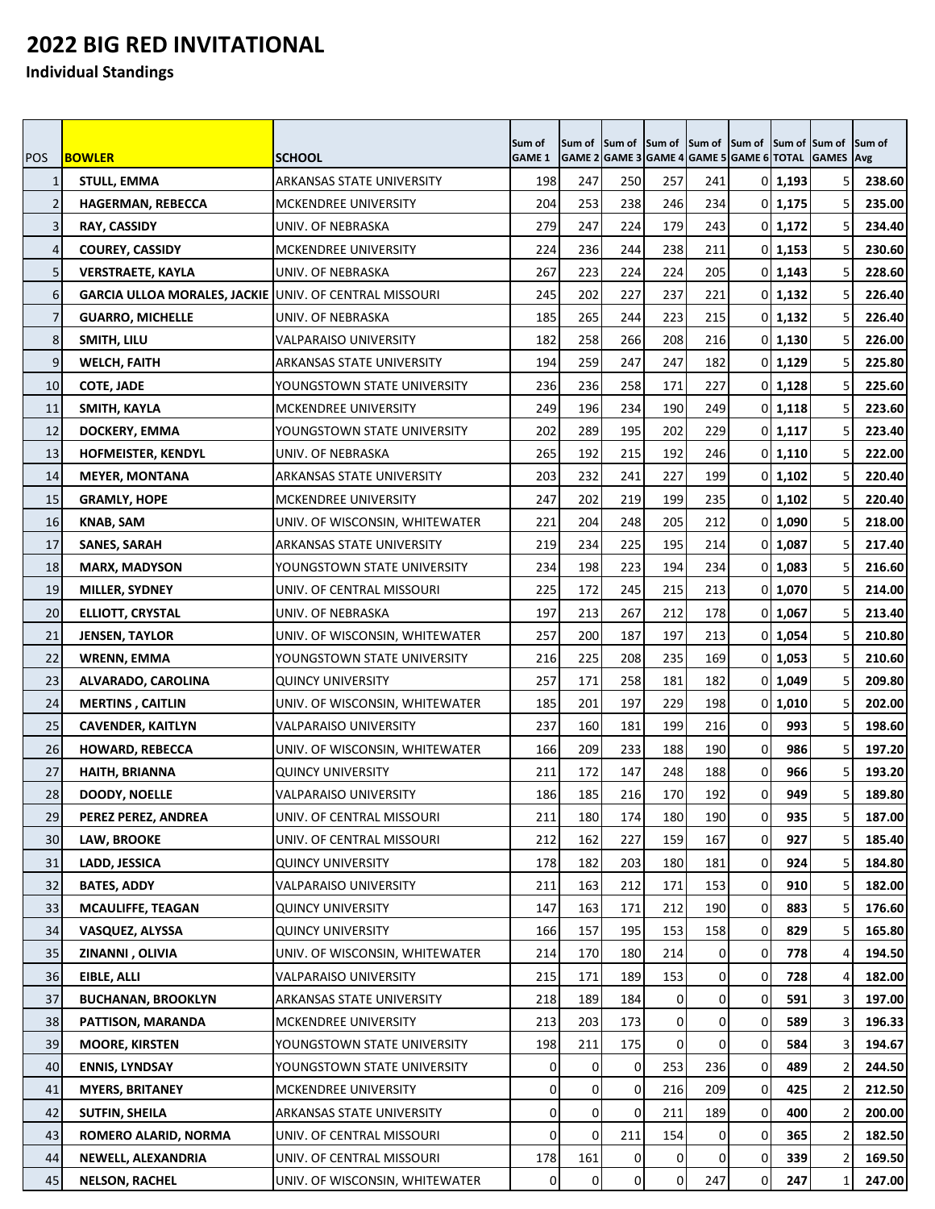# 2022 BIG RED INVITATIONAL

**Individual Standings**

| POS | BOWLER | SCHOOL | Sum of GAME 1 | Sum of GAME 2 | Sum of GAME 3 | Sum of GAME 4 | Sum of GAME 5 | Sum of GAME 6 | Sum of TOTAL | Sum of GAMES | Sum of Avg |
|---|---|---|---|---|---|---|---|---|---|---|---|
| 1 | **STULL, EMMA** | ARKANSAS STATE UNIVERSITY | 198 | 247 | 250 | 257 | 241 | 0 | **1,193** | 5 | **238.60** |
| 2 | **HAGERMAN, REBECCA** | MCKENDREE UNIVERSITY | 204 | 253 | 238 | 246 | 234 | 0 | **1,175** | 5 | **235.00** |
| 3 | **RAY, CASSIDY** | UNIV. OF NEBRASKA | 279 | 247 | 224 | 179 | 243 | 0 | **1,172** | 5 | **234.40** |
| 4 | **COUREY, CASSIDY** | MCKENDREE UNIVERSITY | 224 | 236 | 244 | 238 | 211 | 0 | **1,153** | 5 | **230.60** |
| 5 | **VERSTRAETE, KAYLA** | UNIV. OF NEBRASKA | 267 | 223 | 224 | 224 | 205 | 0 | **1,143** | 5 | **228.60** |
| 6 | **GARCIA ULLOA MORALES, JACKIE** | UNIV. OF CENTRAL MISSOURI | 245 | 202 | 227 | 237 | 221 | 0 | **1,132** | 5 | **226.40** |
| 7 | **GUARRO, MICHELLE** | UNIV. OF NEBRASKA | 185 | 265 | 244 | 223 | 215 | 0 | **1,132** | 5 | **226.40** |
| 8 | **SMITH, LILU** | VALPARAISO UNIVERSITY | 182 | 258 | 266 | 208 | 216 | 0 | **1,130** | 5 | **226.00** |
| 9 | **WELCH, FAITH** | ARKANSAS STATE UNIVERSITY | 194 | 259 | 247 | 247 | 182 | 0 | **1,129** | 5 | **225.80** |
| 10 | **COTE, JADE** | YOUNGSTOWN STATE UNIVERSITY | 236 | 236 | 258 | 171 | 227 | 0 | **1,128** | 5 | **225.60** |
| 11 | **SMITH, KAYLA** | MCKENDREE UNIVERSITY | 249 | 196 | 234 | 190 | 249 | 0 | **1,118** | 5 | **223.60** |
| 12 | **DOCKERY, EMMA** | YOUNGSTOWN STATE UNIVERSITY | 202 | 289 | 195 | 202 | 229 | 0 | **1,117** | 5 | **223.40** |
| 13 | **HOFMEISTER, KENDYL** | UNIV. OF NEBRASKA | 265 | 192 | 215 | 192 | 246 | 0 | **1,110** | 5 | **222.00** |
| 14 | **MEYER, MONTANA** | ARKANSAS STATE UNIVERSITY | 203 | 232 | 241 | 227 | 199 | 0 | **1,102** | 5 | **220.40** |
| 15 | **GRAMLY, HOPE** | MCKENDREE UNIVERSITY | 247 | 202 | 219 | 199 | 235 | 0 | **1,102** | 5 | **220.40** |
| 16 | **KNAB, SAM** | UNIV. OF WISCONSIN, WHITEWATER | 221 | 204 | 248 | 205 | 212 | 0 | **1,090** | 5 | **218.00** |
| 17 | **SANES, SARAH** | ARKANSAS STATE UNIVERSITY | 219 | 234 | 225 | 195 | 214 | 0 | **1,087** | 5 | **217.40** |
| 18 | **MARX, MADYSON** | YOUNGSTOWN STATE UNIVERSITY | 234 | 198 | 223 | 194 | 234 | 0 | **1,083** | 5 | **216.60** |
| 19 | **MILLER, SYDNEY** | UNIV. OF CENTRAL MISSOURI | 225 | 172 | 245 | 215 | 213 | 0 | **1,070** | 5 | **214.00** |
| 20 | **ELLIOTT, CRYSTAL** | UNIV. OF NEBRASKA | 197 | 213 | 267 | 212 | 178 | 0 | **1,067** | 5 | **213.40** |
| 21 | **JENSEN, TAYLOR** | UNIV. OF WISCONSIN, WHITEWATER | 257 | 200 | 187 | 197 | 213 | 0 | **1,054** | 5 | **210.80** |
| 22 | **WRENN, EMMA** | YOUNGSTOWN STATE UNIVERSITY | 216 | 225 | 208 | 235 | 169 | 0 | **1,053** | 5 | **210.60** |
| 23 | **ALVARADO, CAROLINA** | QUINCY UNIVERSITY | 257 | 171 | 258 | 181 | 182 | 0 | **1,049** | 5 | **209.80** |
| 24 | **MERTINS , CAITLIN** | UNIV. OF WISCONSIN, WHITEWATER | 185 | 201 | 197 | 229 | 198 | 0 | **1,010** | 5 | **202.00** |
| 25 | **CAVENDER, KAITLYN** | VALPARAISO UNIVERSITY | 237 | 160 | 181 | 199 | 216 | 0 | **993** | 5 | **198.60** |
| 26 | **HOWARD, REBECCA** | UNIV. OF WISCONSIN, WHITEWATER | 166 | 209 | 233 | 188 | 190 | 0 | **986** | 5 | **197.20** |
| 27 | **HAITH, BRIANNA** | QUINCY UNIVERSITY | 211 | 172 | 147 | 248 | 188 | 0 | **966** | 5 | **193.20** |
| 28 | **DOODY, NOELLE** | VALPARAISO UNIVERSITY | 186 | 185 | 216 | 170 | 192 | 0 | **949** | 5 | **189.80** |
| 29 | **PEREZ PEREZ, ANDREA** | UNIV. OF CENTRAL MISSOURI | 211 | 180 | 174 | 180 | 190 | 0 | **935** | 5 | **187.00** |
| 30 | **LAW, BROOKE** | UNIV. OF CENTRAL MISSOURI | 212 | 162 | 227 | 159 | 167 | 0 | **927** | 5 | **185.40** |
| 31 | **LADD, JESSICA** | QUINCY UNIVERSITY | 178 | 182 | 203 | 180 | 181 | 0 | **924** | 5 | **184.80** |
| 32 | **BATES, ADDY** | VALPARAISO UNIVERSITY | 211 | 163 | 212 | 171 | 153 | 0 | **910** | 5 | **182.00** |
| 33 | **MCAULIFFE, TEAGAN** | QUINCY UNIVERSITY | 147 | 163 | 171 | 212 | 190 | 0 | **883** | 5 | **176.60** |
| 34 | **VASQUEZ, ALYSSA** | QUINCY UNIVERSITY | 166 | 157 | 195 | 153 | 158 | 0 | **829** | 5 | **165.80** |
| 35 | **ZINANNI , OLIVIA** | UNIV. OF WISCONSIN, WHITEWATER | 214 | 170 | 180 | 214 | 0 | 0 | **778** | 4 | **194.50** |
| 36 | **EIBLE, ALLI** | VALPARAISO UNIVERSITY | 215 | 171 | 189 | 153 | 0 | 0 | **728** | 4 | **182.00** |
| 37 | **BUCHANAN, BROOKLYN** | ARKANSAS STATE UNIVERSITY | 218 | 189 | 184 | 0 | 0 | 0 | **591** | 3 | **197.00** |
| 38 | **PATTISON, MARANDA** | MCKENDREE UNIVERSITY | 213 | 203 | 173 | 0 | 0 | 0 | **589** | 3 | **196.33** |
| 39 | **MOORE, KIRSTEN** | YOUNGSTOWN STATE UNIVERSITY | 198 | 211 | 175 | 0 | 0 | 0 | **584** | 3 | **194.67** |
| 40 | **ENNIS, LYNDSAY** | YOUNGSTOWN STATE UNIVERSITY | 0 | 0 | 0 | 253 | 236 | 0 | **489** | 2 | **244.50** |
| 41 | **MYERS, BRITANEY** | MCKENDREE UNIVERSITY | 0 | 0 | 0 | 216 | 209 | 0 | **425** | 2 | **212.50** |
| 42 | **SUTFIN, SHEILA** | ARKANSAS STATE UNIVERSITY | 0 | 0 | 0 | 211 | 189 | 0 | **400** | 2 | **200.00** |
| 43 | **ROMERO ALARID, NORMA** | UNIV. OF CENTRAL MISSOURI | 0 | 0 | 211 | 154 | 0 | 0 | **365** | 2 | **182.50** |
| 44 | **NEWELL, ALEXANDRIA** | UNIV. OF CENTRAL MISSOURI | 178 | 161 | 0 | 0 | 0 | 0 | **339** | 2 | **169.50** |
| 45 | **NELSON, RACHEL** | UNIV. OF WISCONSIN, WHITEWATER | 0 | 0 | 0 | 0 | 247 | 0 | **247** | 1 | **247.00** |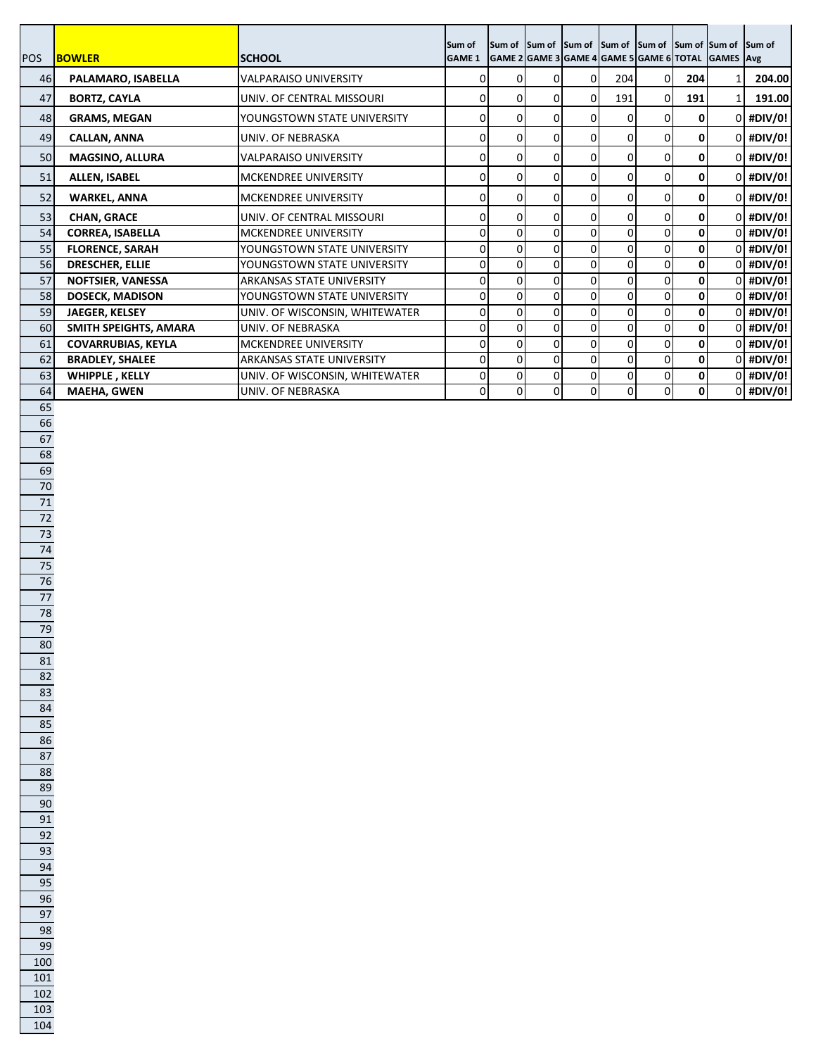| POS | BOWLER | SCHOOL | Sum of GAME 1 | Sum of GAME 2 | Sum of GAME 3 | Sum of GAME 4 | Sum of GAME 5 | Sum of GAME 6 | Sum of TOTAL | Sum of GAMES | Sum of Avg |
|---|---|---|---|---|---|---|---|---|---|---|---|
| 46 | **PALAMARO, ISABELLA** | VALPARAISO UNIVERSITY | 0 | 0 | 0 | 0 | 204 | 0 | **204** | 1 | **204.00** |
| 47 | **BORTZ, CAYLA** | UNIV. OF CENTRAL MISSOURI | 0 | 0 | 0 | 0 | 191 | 0 | **191** | 1 | **191.00** |
| 48 | **GRAMS, MEGAN** | YOUNGSTOWN STATE UNIVERSITY | 0 | 0 | 0 | 0 | 0 | 0 | **0** | 0 | **#DIV/0!** |
| 49 | **CALLAN, ANNA** | UNIV. OF NEBRASKA | 0 | 0 | 0 | 0 | 0 | 0 | **0** | 0 | **#DIV/0!** |
| 50 | **MAGSINO, ALLURA** | VALPARAISO UNIVERSITY | 0 | 0 | 0 | 0 | 0 | 0 | **0** | 0 | **#DIV/0!** |
| 51 | **ALLEN, ISABEL** | MCKENDREE UNIVERSITY | 0 | 0 | 0 | 0 | 0 | 0 | **0** | 0 | **#DIV/0!** |
| 52 | **WARKEL, ANNA** | MCKENDREE UNIVERSITY | 0 | 0 | 0 | 0 | 0 | 0 | **0** | 0 | **#DIV/0!** |
| 53 | **CHAN, GRACE** | UNIV. OF CENTRAL MISSOURI | 0 | 0 | 0 | 0 | 0 | 0 | **0** | 0 | **#DIV/0!** |
| 54 | **CORREA, ISABELLA** | MCKENDREE UNIVERSITY | 0 | 0 | 0 | 0 | 0 | 0 | **0** | 0 | **#DIV/0!** |
| 55 | **FLORENCE, SARAH** | YOUNGSTOWN STATE UNIVERSITY | 0 | 0 | 0 | 0 | 0 | 0 | **0** | 0 | **#DIV/0!** |
| 56 | **DRESCHER, ELLIE** | YOUNGSTOWN STATE UNIVERSITY | 0 | 0 | 0 | 0 | 0 | 0 | **0** | 0 | **#DIV/0!** |
| 57 | **NOFTSIER, VANESSA** | ARKANSAS STATE UNIVERSITY | 0 | 0 | 0 | 0 | 0 | 0 | **0** | 0 | **#DIV/0!** |
| 58 | **DOSECK, MADISON** | YOUNGSTOWN STATE UNIVERSITY | 0 | 0 | 0 | 0 | 0 | 0 | **0** | 0 | **#DIV/0!** |
| 59 | **JAEGER, KELSEY** | UNIV. OF WISCONSIN, WHITEWATER | 0 | 0 | 0 | 0 | 0 | 0 | **0** | 0 | **#DIV/0!** |
| 60 | **SMITH SPEIGHTS, AMARA** | UNIV. OF NEBRASKA | 0 | 0 | 0 | 0 | 0 | 0 | **0** | 0 | **#DIV/0!** |
| 61 | **COVARRUBIAS, KEYLA** | MCKENDREE UNIVERSITY | 0 | 0 | 0 | 0 | 0 | 0 | **0** | 0 | **#DIV/0!** |
| 62 | **BRADLEY, SHALEE** | ARKANSAS STATE UNIVERSITY | 0 | 0 | 0 | 0 | 0 | 0 | **0** | 0 | **#DIV/0!** |
| 63 | **WHIPPLE , KELLY** | UNIV. OF WISCONSIN, WHITEWATER | 0 | 0 | 0 | 0 | 0 | 0 | **0** | 0 | **#DIV/0!** |
| 64 | **MAEHA, GWEN** | UNIV. OF NEBRASKA | 0 | 0 | 0 | 0 | 0 | 0 | **0** | 0 | **#DIV/0!** |
| 65 | | | | | | | | | | | |
| 66 | | | | | | | | | | | |
| 67 | | | | | | | | | | | |
| 68 | | | | | | | | | | | |
| 69 | | | | | | | | | | | |
| 70 | | | | | | | | | | | |
| 71 | | | | | | | | | | | |
| 72 | | | | | | | | | | | |
| 73 | | | | | | | | | | | |
| 74 | | | | | | | | | | | |
| 75 | | | | | | | | | | | |
| 76 | | | | | | | | | | | |
| 77 | | | | | | | | | | | |
| 78 | | | | | | | | | | | |
| 79 | | | | | | | | | | | |
| 80 | | | | | | | | | | | |
| 81 | | | | | | | | | | | |
| 82 | | | | | | | | | | | |
| 83 | | | | | | | | | | | |
| 84 | | | | | | | | | | | |
| 85 | | | | | | | | | | | |
| 86 | | | | | | | | | | | |
| 87 | | | | | | | | | | | |
| 88 | | | | | | | | | | | |
| 89 | | | | | | | | | | | |
| 90 | | | | | | | | | | | |
| 91 | | | | | | | | | | | |
| 92 | | | | | | | | | | | |
| 93 | | | | | | | | | | | |
| 94 | | | | | | | | | | | |
| 95 | | | | | | | | | | | |
| 96 | | | | | | | | | | | |
| 97 | | | | | | | | | | | |
| 98 | | | | | | | | | | | |
| 99 | | | | | | | | | | | |
| 100 | | | | | | | | | | | |
| 101 | | | | | | | | | | | |
| 102 | | | | | | | | | | | |
| 103 | | | | | | | | | | | |
| 104 | | | | | | | | | | | |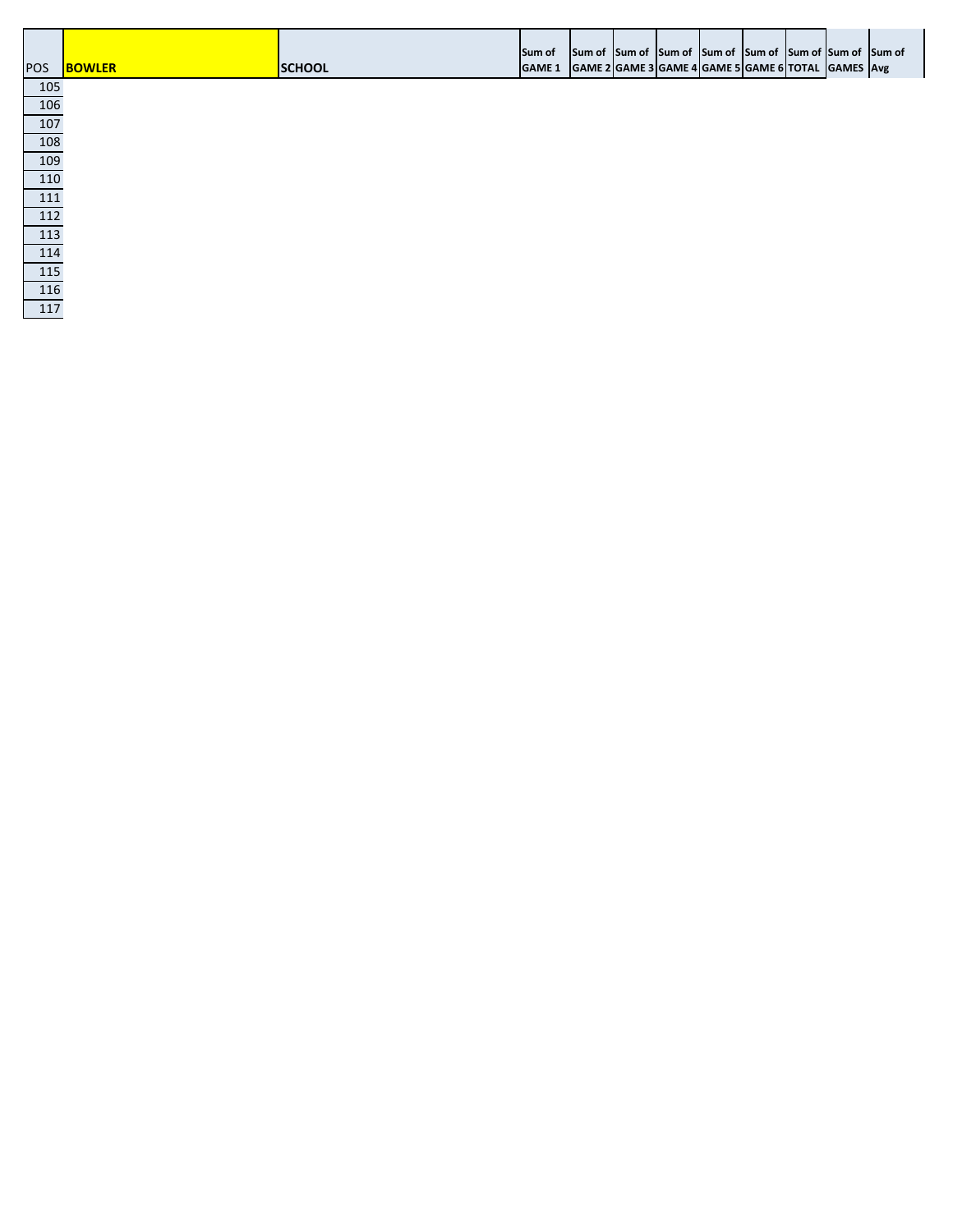| POS | BOWLER | SCHOOL | Sum of GAME 1 | Sum of GAME 2 | Sum of GAME 3 | Sum of GAME 4 | Sum of GAME 5 | Sum of GAME 6 | Sum of TOTAL | Sum of GAMES | Sum of Avg |
|---|---|---|---|---|---|---|---|---|---|---|---|
| 105 | | | | | | | | | | | |
| 106 | | | | | | | | | | | |
| 107 | | | | | | | | | | | |
| 108 | | | | | | | | | | | |
| 109 | | | | | | | | | | | |
| 110 | | | | | | | | | | | |
| 111 | | | | | | | | | | | |
| 112 | | | | | | | | | | | |
| 113 | | | | | | | | | | | |
| 114 | | | | | | | | | | | |
| 115 | | | | | | | | | | | |
| 116 | | | | | | | | | | | |
| 117 | | | | | | | | | | | |